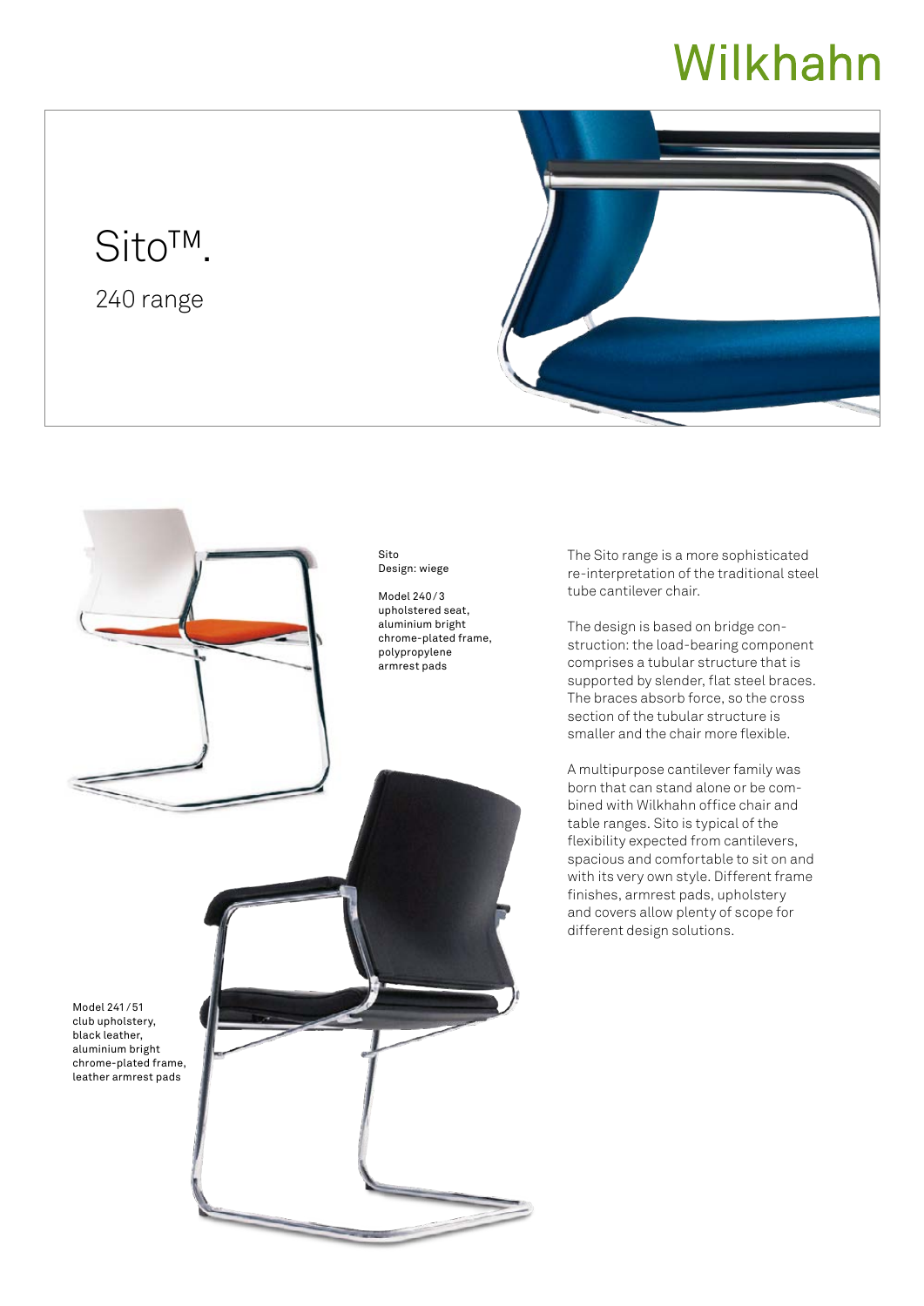Wilkhahn

# Sito™.

## 240 range

Sito
Design: wiege

Model 240/3
upholstered seat,
aluminium bright
chrome-plated frame,
polypropylene
armrest pads

Model 241/51
club upholstery,
black leather,
aluminium bright
chrome-plated frame,
leather armrest pads

The Sito range is a more sophisticated re-interpretation of the traditional steel tube cantilever chair.

The design is based on bridge construction: the load-bearing component comprises a tubular structure that is supported by slender, flat steel braces. The braces absorb force, so the cross section of the tubular structure is smaller and the chair more flexible.

A multipurpose cantilever family was born that can stand alone or be combined with Wilkhahn office chair and table ranges. Sito is typical of the flexibility expected from cantilevers, spacious and comfortable to sit on and with its very own style. Different frame finishes, armrest pads, upholstery and covers allow plenty of scope for different design solutions.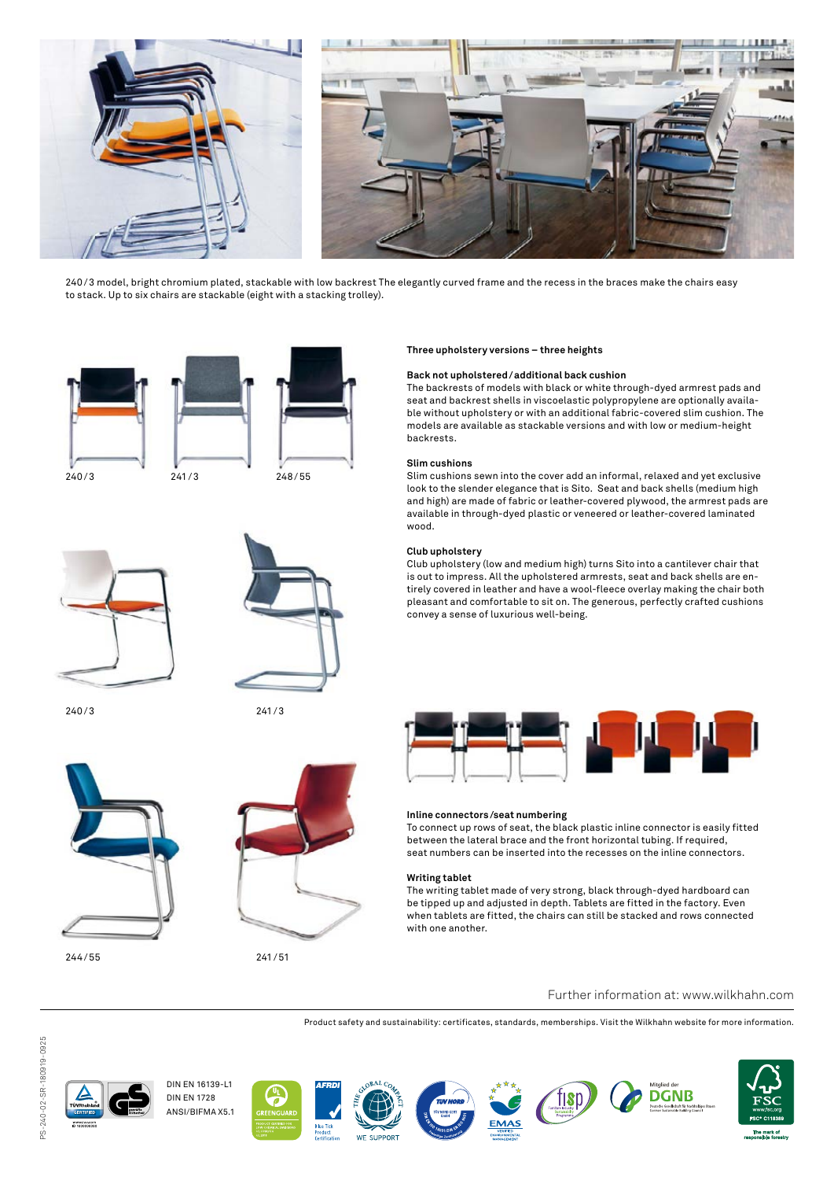240 / 3 model, bright chromium plated, stackable with low backrest The elegantly curved frame and the recess in the braces make the chairs easy to stack. Up to six chairs are stackable (eight with a stacking trolley).

240 / 3 241 / 3 248 / 55

240 / 3 241 / 3

244 / 55 241 / 51

**Three upholstery versions – three heights**

**Back not upholstered / additional back cushion**
The backrests of models with black or white through-dyed armrest pads and seat and backrest shells in viscoelastic polypropylene are optionally available without upholstery or with an additional fabric-covered slim cushion. The models are available as stackable versions and with low or medium-height backrests.

**Slim cushions**
Slim cushions sewn into the cover add an informal, relaxed and yet exclusive look to the slender elegance that is Sito. Seat and back shells (medium high and high) are made of fabric or leather-covered plywood, the armrest pads are available in through-dyed plastic or veneered or leather-covered laminated wood.

**Club upholstery**
Club upholstery (low and medium high) turns Sito into a cantilever chair that is out to impress. All the upholstered armrests, seat and back shells are entirely covered in leather and have a wool-fleece overlay making the chair both pleasant and comfortable to sit on. The generous, perfectly crafted cushions convey a sense of luxurious well-being.

**Inline connectors / seat numbering**
To connect up rows of seat, the black plastic inline connector is easily fitted between the lateral brace and the front horizontal tubing. If required, seat numbers can be inserted into the recesses on the inline connectors.

**Writing tablet**
The writing tablet made of very strong, black through-dyed hardboard can be tipped up and adjusted in depth. Tablets are fitted in the factory. Even when tablets are fitted, the chairs can still be stacked and rows connected with one another.

Further information at: www.wilkhahn.com

Product safety and sustainability: certificates, standards, memberships. Visit the Wilkhahn website for more information.

DIN EN 16139-L1
DIN EN 1728
ANSI/BIFMA X5.1

PS-240-02-SR-180919-0925